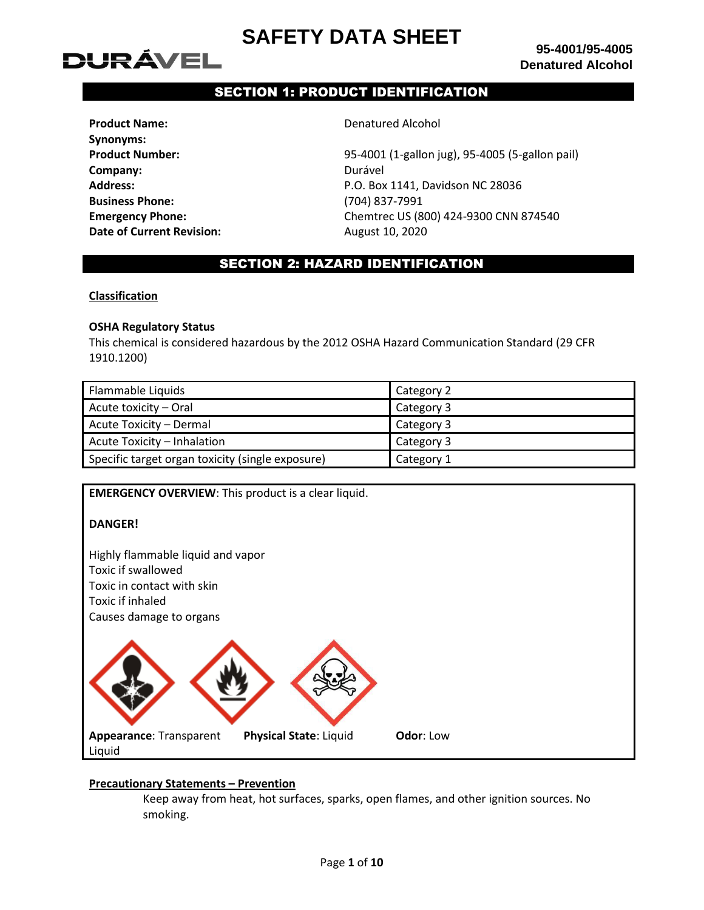# SAFETY DATA SHEET

**95-4001/95-4005**
**Denatured Alcohol**

## SECTION 1: PRODUCT IDENTIFICATION

| | |
|---|---|
| **Product Name:** | Denatured Alcohol |
| **Synonyms:** | |
| **Product Number:** | 95-4001 (1-gallon jug), 95-4005 (5-gallon pail) |
| **Company:** | Durável |
| **Address:** | P.O. Box 1141, Davidson NC 28036 |
| **Business Phone:** | (704) 837-7991 |
| **Emergency Phone:** | Chemtrec US (800) 424-9300 CNN 874540 |
| **Date of Current Revision:** | August 10, 2020 |

## SECTION 2: HAZARD IDENTIFICATION

**Classification**

**OSHA Regulatory Status**

This chemical is considered hazardous by the 2012 OSHA Hazard Communication Standard (29 CFR 1910.1200)

| Hazard | Category |
|---|---|
| Flammable Liquids | Category 2 |
| Acute toxicity – Oral | Category 3 |
| Acute Toxicity – Dermal | Category 3 |
| Acute Toxicity – Inhalation | Category 3 |
| Specific target organ toxicity (single exposure) | Category 1 |

**EMERGENCY OVERVIEW**: This product is a clear liquid.

**DANGER!**

Highly flammable liquid and vapor
Toxic if swallowed
Toxic in contact with skin
Toxic if inhaled
Causes damage to organs

**Appearance**: Transparent Liquid **Physical State**: Liquid **Odor**: Low

**Precautionary Statements – Prevention**

Keep away from heat, hot surfaces, sparks, open flames, and other ignition sources. No smoking.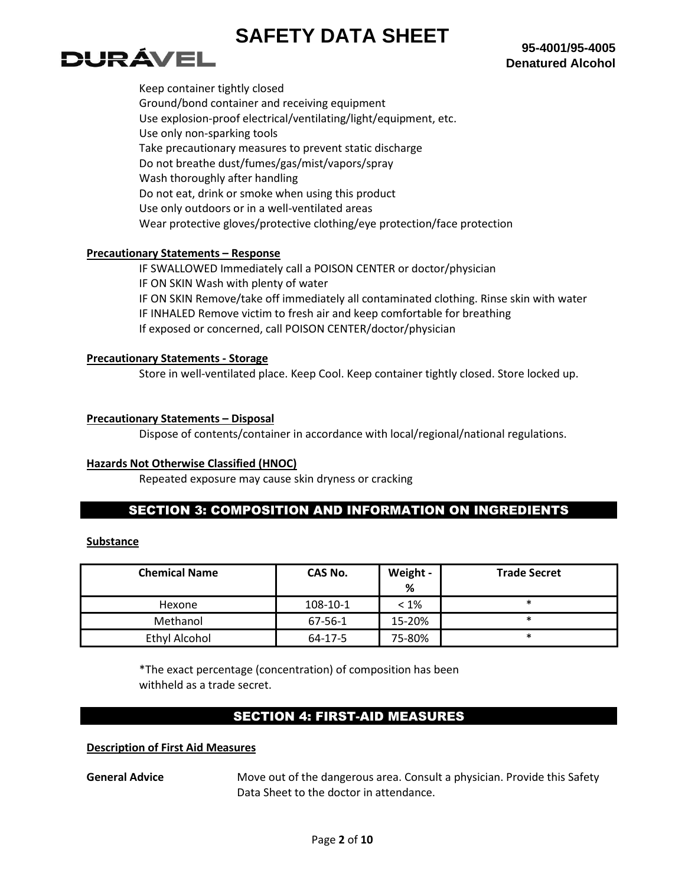Keep container tightly closed
Ground/bond container and receiving equipment
Use explosion-proof electrical/ventilating/light/equipment, etc.
Use only non-sparking tools
Take precautionary measures to prevent static discharge
Do not breathe dust/fumes/gas/mist/vapors/spray
Wash thoroughly after handling
Do not eat, drink or smoke when using this product
Use only outdoors or in a well-ventilated areas
Wear protective gloves/protective clothing/eye protection/face protection

**Precautionary Statements – Response**

IF SWALLOWED Immediately call a POISON CENTER or doctor/physician
IF ON SKIN Wash with plenty of water
IF ON SKIN Remove/take off immediately all contaminated clothing. Rinse skin with water
IF INHALED Remove victim to fresh air and keep comfortable for breathing
If exposed or concerned, call POISON CENTER/doctor/physician

**Precautionary Statements - Storage**

Store in well-ventilated place. Keep Cool. Keep container tightly closed. Store locked up.

**Precautionary Statements – Disposal**

Dispose of contents/container in accordance with local/regional/national regulations.

**Hazards Not Otherwise Classified (HNOC)**

Repeated exposure may cause skin dryness or cracking

## SECTION 3: COMPOSITION AND INFORMATION ON INGREDIENTS

**Substance**

| Chemical Name | CAS No. | Weight - % | Trade Secret |
|---|---|---|---|
| Hexone | 108-10-1 | < 1% | * |
| Methanol | 67-56-1 | 15-20% | * |
| Ethyl Alcohol | 64-17-5 | 75-80% | * |

*The exact percentage (concentration) of composition has been withheld as a trade secret.

## SECTION 4: FIRST-AID MEASURES

**Description of First Aid Measures**

**General Advice** Move out of the dangerous area. Consult a physician. Provide this Safety Data Sheet to the doctor in attendance.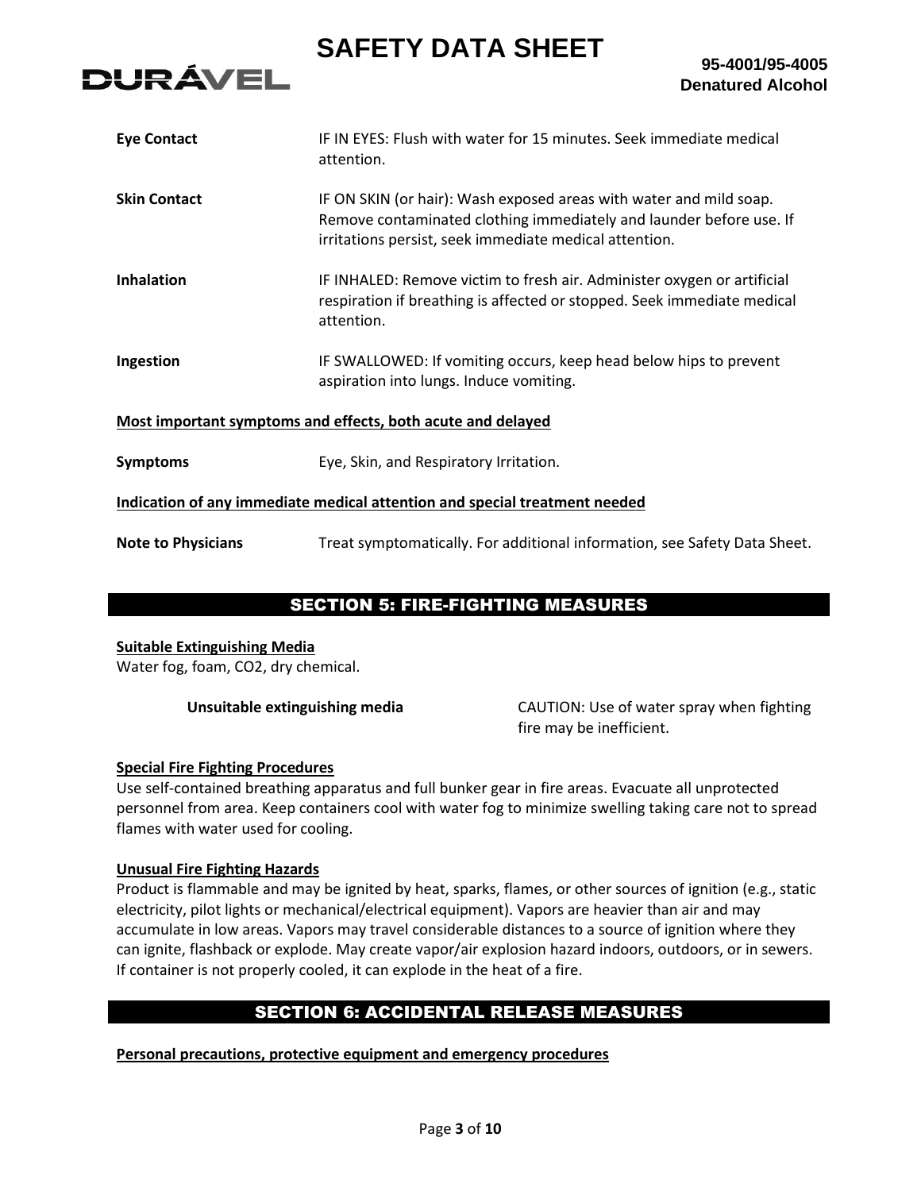**Eye Contact** IF IN EYES: Flush with water for 15 minutes. Seek immediate medical attention.

**Skin Contact** IF ON SKIN (or hair): Wash exposed areas with water and mild soap. Remove contaminated clothing immediately and launder before use. If irritations persist, seek immediate medical attention.

**Inhalation** IF INHALED: Remove victim to fresh air. Administer oxygen or artificial respiration if breathing is affected or stopped. Seek immediate medical attention.

**Ingestion** IF SWALLOWED: If vomiting occurs, keep head below hips to prevent aspiration into lungs. Induce vomiting.

**Most important symptoms and effects, both acute and delayed**

**Symptoms** Eye, Skin, and Respiratory Irritation.

**Indication of any immediate medical attention and special treatment needed**

**Note to Physicians** Treat symptomatically. For additional information, see Safety Data Sheet.

## SECTION 5: FIRE-FIGHTING MEASURES

**Suitable Extinguishing Media**

Water fog, foam, CO2, dry chemical.

**Unsuitable extinguishing media** CAUTION: Use of water spray when fighting fire may be inefficient.

**Special Fire Fighting Procedures**

Use self-contained breathing apparatus and full bunker gear in fire areas. Evacuate all unprotected personnel from area. Keep containers cool with water fog to minimize swelling taking care not to spread flames with water used for cooling.

**Unusual Fire Fighting Hazards**

Product is flammable and may be ignited by heat, sparks, flames, or other sources of ignition (e.g., static electricity, pilot lights or mechanical/electrical equipment). Vapors are heavier than air and may accumulate in low areas. Vapors may travel considerable distances to a source of ignition where they can ignite, flashback or explode. May create vapor/air explosion hazard indoors, outdoors, or in sewers. If container is not properly cooled, it can explode in the heat of a fire.

## SECTION 6: ACCIDENTAL RELEASE MEASURES

**Personal precautions, protective equipment and emergency procedures**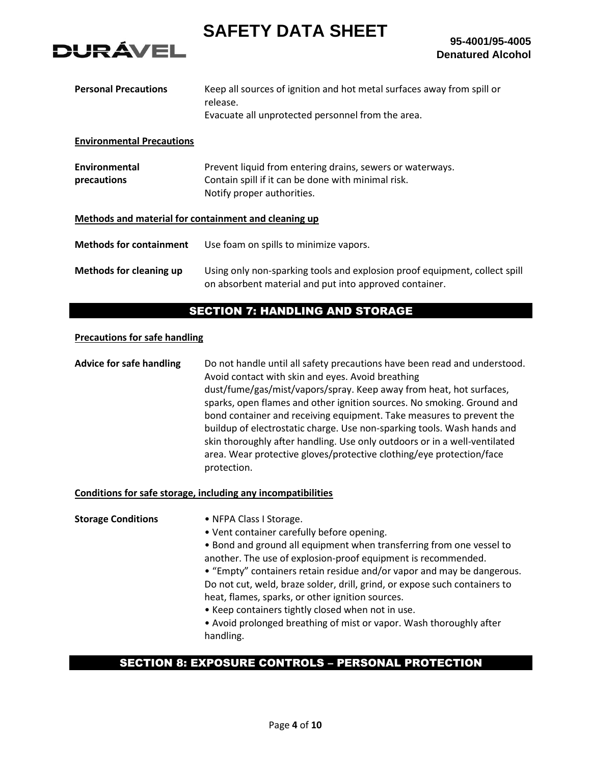**Personal Precautions** Keep all sources of ignition and hot metal surfaces away from spill or release.
Evacuate all unprotected personnel from the area.

**Environmental Precautions**

**Environmental precautions** Prevent liquid from entering drains, sewers or waterways.
Contain spill if it can be done with minimal risk.
Notify proper authorities.

**Methods and material for containment and cleaning up**

**Methods for containment** Use foam on spills to minimize vapors.

**Methods for cleaning up** Using only non-sparking tools and explosion proof equipment, collect spill on absorbent material and put into approved container.

## SECTION 7: HANDLING AND STORAGE

**Precautions for safe handling**

**Advice for safe handling** Do not handle until all safety precautions have been read and understood. Avoid contact with skin and eyes. Avoid breathing dust/fume/gas/mist/vapors/spray. Keep away from heat, hot surfaces, sparks, open flames and other ignition sources. No smoking. Ground and bond container and receiving equipment. Take measures to prevent the buildup of electrostatic charge. Use non-sparking tools. Wash hands and skin thoroughly after handling. Use only outdoors or in a well-ventilated area. Wear protective gloves/protective clothing/eye protection/face protection.

**Conditions for safe storage, including any incompatibilities**

**Storage Conditions**

- NFPA Class I Storage.
- Vent container carefully before opening.
- Bond and ground all equipment when transferring from one vessel to another. The use of explosion-proof equipment is recommended.
- "Empty" containers retain residue and/or vapor and may be dangerous. Do not cut, weld, braze solder, drill, grind, or expose such containers to heat, flames, sparks, or other ignition sources.
- Keep containers tightly closed when not in use.
- Avoid prolonged breathing of mist or vapor. Wash thoroughly after handling.

## SECTION 8: EXPOSURE CONTROLS – PERSONAL PROTECTION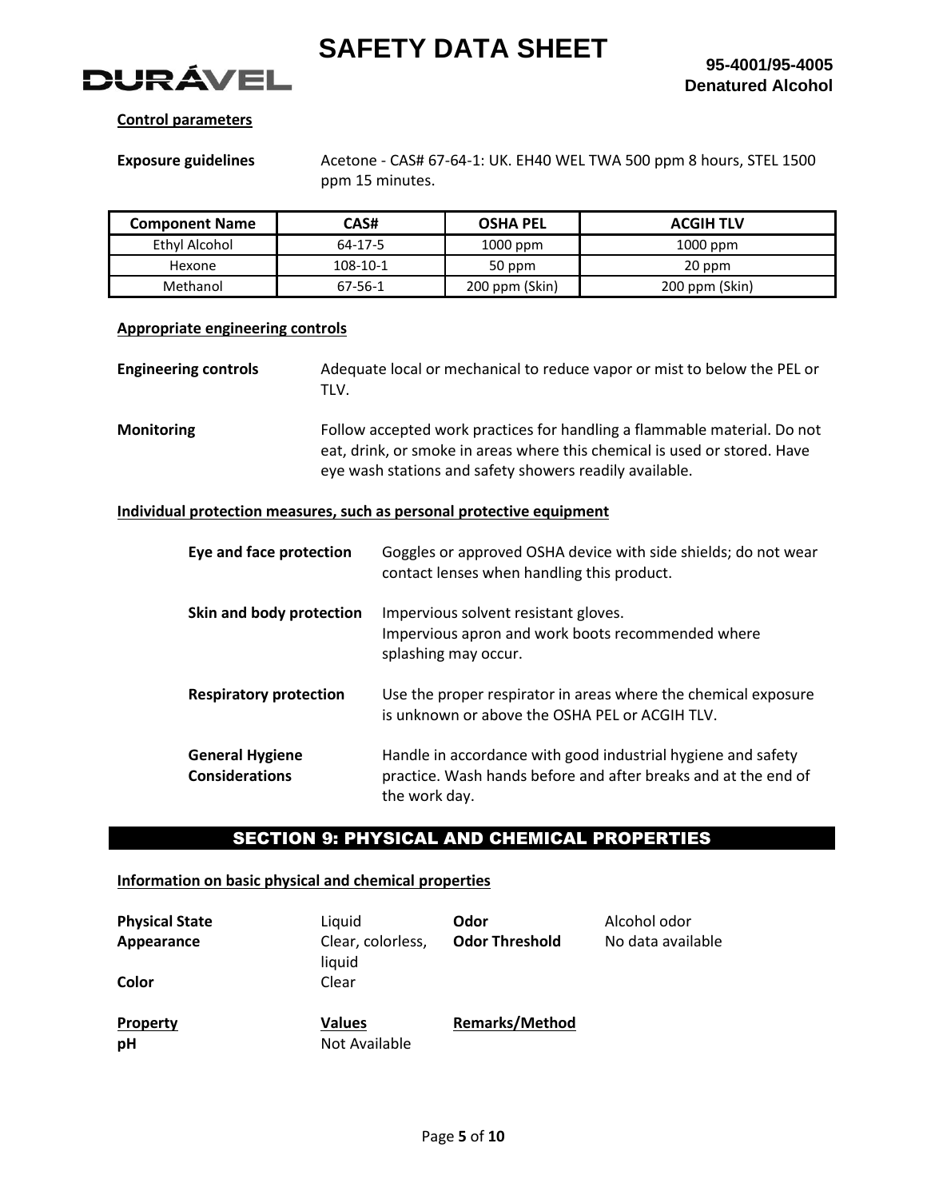**Control parameters**

**Exposure guidelines** Acetone - CAS# 67-64-1: UK. EH40 WEL TWA 500 ppm 8 hours, STEL 1500 ppm 15 minutes.

| Component Name | CAS# | OSHA PEL | ACGIH TLV |
|---|---|---|---|
| Ethyl Alcohol | 64-17-5 | 1000 ppm | 1000 ppm |
| Hexone | 108-10-1 | 50 ppm | 20 ppm |
| Methanol | 67-56-1 | 200 ppm (Skin) | 200 ppm (Skin) |

**Appropriate engineering controls**

**Engineering controls** Adequate local or mechanical to reduce vapor or mist to below the PEL or TLV.

**Monitoring** Follow accepted work practices for handling a flammable material. Do not eat, drink, or smoke in areas where this chemical is used or stored. Have eye wash stations and safety showers readily available.

**Individual protection measures, such as personal protective equipment**

**Eye and face protection** Goggles or approved OSHA device with side shields; do not wear contact lenses when handling this product.

**Skin and body protection** Impervious solvent resistant gloves.
Impervious apron and work boots recommended where splashing may occur.

**Respiratory protection** Use the proper respirator in areas where the chemical exposure is unknown or above the OSHA PEL or ACGIH TLV.

**General Hygiene Considerations** Handle in accordance with good industrial hygiene and safety practice. Wash hands before and after breaks and at the end of the work day.

## SECTION 9: PHYSICAL AND CHEMICAL PROPERTIES

**Information on basic physical and chemical properties**

| | | | |
|---|---|---|---|
| **Physical State** | Liquid | **Odor** | Alcohol odor |
| **Appearance** | Clear, colorless, liquid | **Odor Threshold** | No data available |
| **Color** | Clear | | |

| **Property** | **Values** | **Remarks/Method** |
|---|---|---|
| **pH** | Not Available | |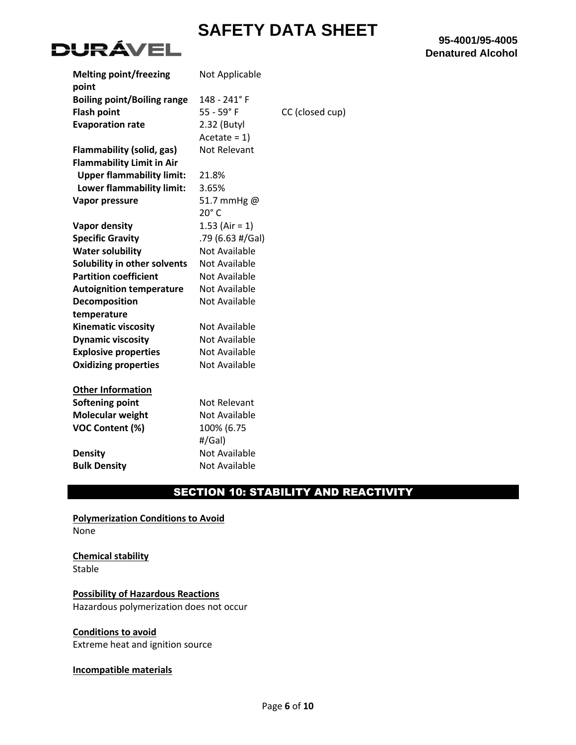| | | |
|---|---|---|
| **Melting point/freezing point** | Not Applicable | |
| **Boiling point/Boiling range** | 148 - 241° F | |
| **Flash point** | 55 - 59° F | CC (closed cup) |
| **Evaporation rate** | 2.32 (Butyl Acetate = 1) | |
| **Flammability (solid, gas)** | Not Relevant | |
| **Flammability Limit in Air** | | |
| **Upper flammability limit:** | 21.8% | |
| **Lower flammability limit:** | 3.65% | |
| **Vapor pressure** | 51.7 mmHg @ 20° C | |
| **Vapor density** | 1.53 (Air = 1) | |
| **Specific Gravity** | .79 (6.63 #/Gal) | |
| **Water solubility** | Not Available | |
| **Solubility in other solvents** | Not Available | |
| **Partition coefficient** | Not Available | |
| **Autoignition temperature** | Not Available | |
| **Decomposition temperature** | Not Available | |
| **Kinematic viscosity** | Not Available | |
| **Dynamic viscosity** | Not Available | |
| **Explosive properties** | Not Available | |
| **Oxidizing properties** | Not Available | |

**Other Information**

| | |
|---|---|
| **Softening point** | Not Relevant |
| **Molecular weight** | Not Available |
| **VOC Content (%)** | 100% (6.75 #/Gal) |
| **Density** | Not Available |
| **Bulk Density** | Not Available |

## SECTION 10: STABILITY AND REACTIVITY

**Polymerization Conditions to Avoid**
None

**Chemical stability**
Stable

**Possibility of Hazardous Reactions**
Hazardous polymerization does not occur

**Conditions to avoid**
Extreme heat and ignition source

**Incompatible materials**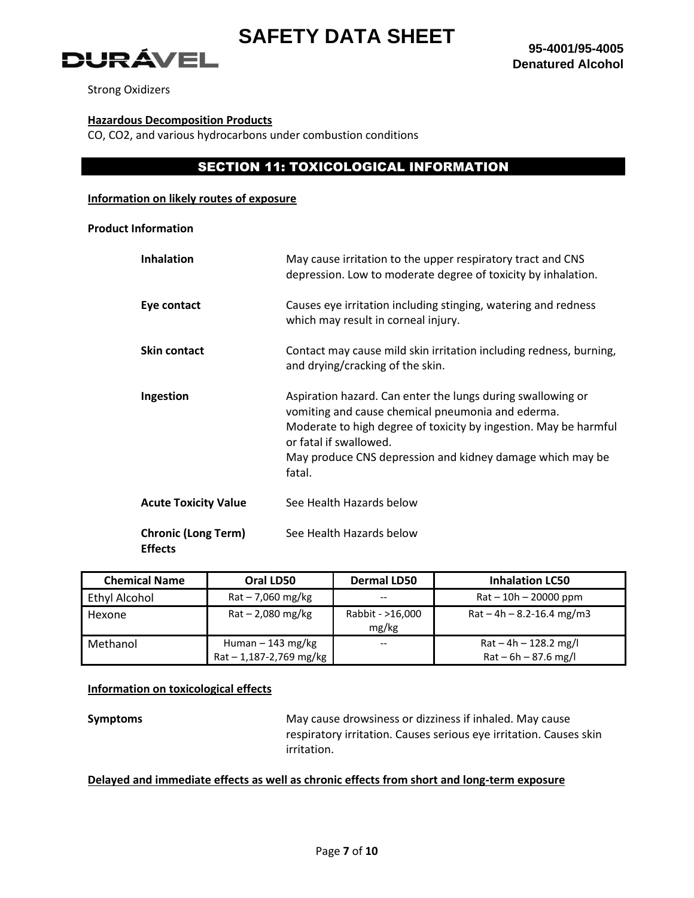Strong Oxidizers

**Hazardous Decomposition Products**
CO, $CO_2$, and various hydrocarbons under combustion conditions

## SECTION 11: TOXICOLOGICAL INFORMATION

**Information on likely routes of exposure**

**Product Information**

**Inhalation** May cause irritation to the upper respiratory tract and CNS depression. Low to moderate degree of toxicity by inhalation.

**Eye contact** Causes eye irritation including stinging, watering and redness which may result in corneal injury.

**Skin contact** Contact may cause mild skin irritation including redness, burning, and drying/cracking of the skin.

**Ingestion** Aspiration hazard. Can enter the lungs during swallowing or vomiting and cause chemical pneumonia and ederma.
Moderate to high degree of toxicity by ingestion. May be harmful or fatal if swallowed.
May produce CNS depression and kidney damage which may be fatal.

**Acute Toxicity Value** See Health Hazards below

**Chronic (Long Term) Effects** See Health Hazards below

| Chemical Name | Oral LD50 | Dermal LD50 | Inhalation LC50 |
|---|---|---|---|
| Ethyl Alcohol | Rat – 7,060 mg/kg | -- | Rat – 10h – 20000 ppm |
| Hexone | Rat – 2,080 mg/kg | Rabbit - >16,000 mg/kg | Rat – 4h – 8.2-16.4 mg/m3 |
| Methanol | Human – 143 mg/kg<br>Rat – 1,187-2,769 mg/kg | -- | Rat – 4h – 128.2 mg/l<br>Rat – 6h – 87.6 mg/l |

**Information on toxicological effects**

**Symptoms** May cause drowsiness or dizziness if inhaled. May cause respiratory irritation. Causes serious eye irritation. Causes skin irritation.

**Delayed and immediate effects as well as chronic effects from short and long-term exposure**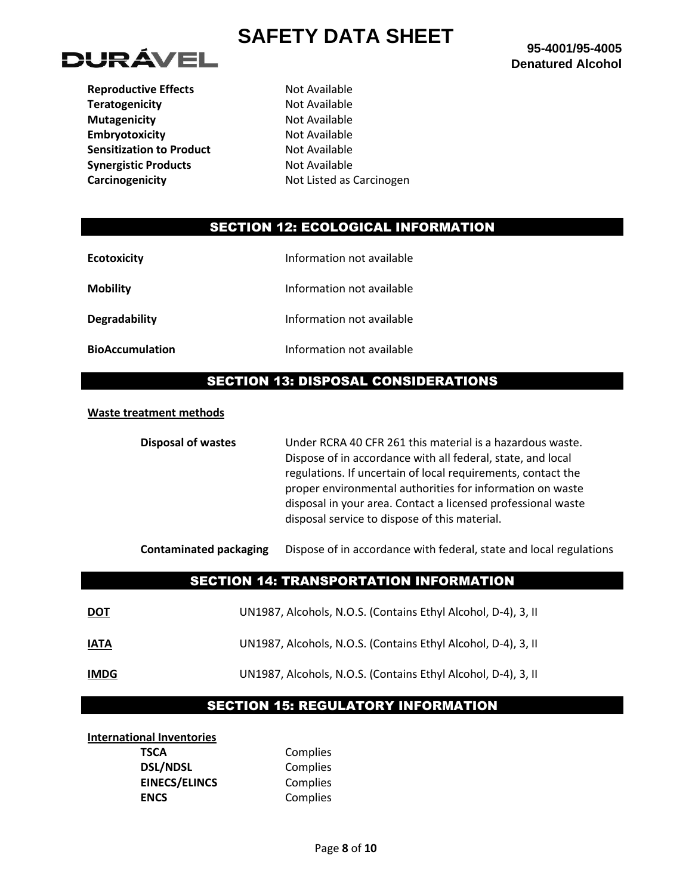| | |
|---|---|
| **Reproductive Effects** | Not Available |
| **Teratogenicity** | Not Available |
| **Mutagenicity** | Not Available |
| **Embryotoxicity** | Not Available |
| **Sensitization to Product** | Not Available |
| **Synergistic Products** | Not Available |
| **Carcinogenicity** | Not Listed as Carcinogen |

## SECTION 12: ECOLOGICAL INFORMATION

| | |
|---|---|
| **Ecotoxicity** | Information not available |
| **Mobility** | Information not available |
| **Degradability** | Information not available |
| **BioAccumulation** | Information not available |

## SECTION 13: DISPOSAL CONSIDERATIONS

**Waste treatment methods**

**Disposal of wastes** — Under RCRA 40 CFR 261 this material is a hazardous waste. Dispose of in accordance with all federal, state, and local regulations. If uncertain of local requirements, contact the proper environmental authorities for information on waste disposal in your area. Contact a licensed professional waste disposal service to dispose of this material.

**Contaminated packaging** — Dispose of in accordance with federal, state and local regulations

## SECTION 14: TRANSPORTATION INFORMATION

| | |
|---|---|
| **DOT** | UN1987, Alcohols, N.O.S. (Contains Ethyl Alcohol, D-4), 3, II |
| **IATA** | UN1987, Alcohols, N.O.S. (Contains Ethyl Alcohol, D-4), 3, II |
| **IMDG** | UN1987, Alcohols, N.O.S. (Contains Ethyl Alcohol, D-4), 3, II |

## SECTION 15: REGULATORY INFORMATION

**International Inventories**

| | |
|---|---|
| **TSCA** | Complies |
| **DSL/NDSL** | Complies |
| **EINECS/ELINCS** | Complies |
| **ENCS** | Complies |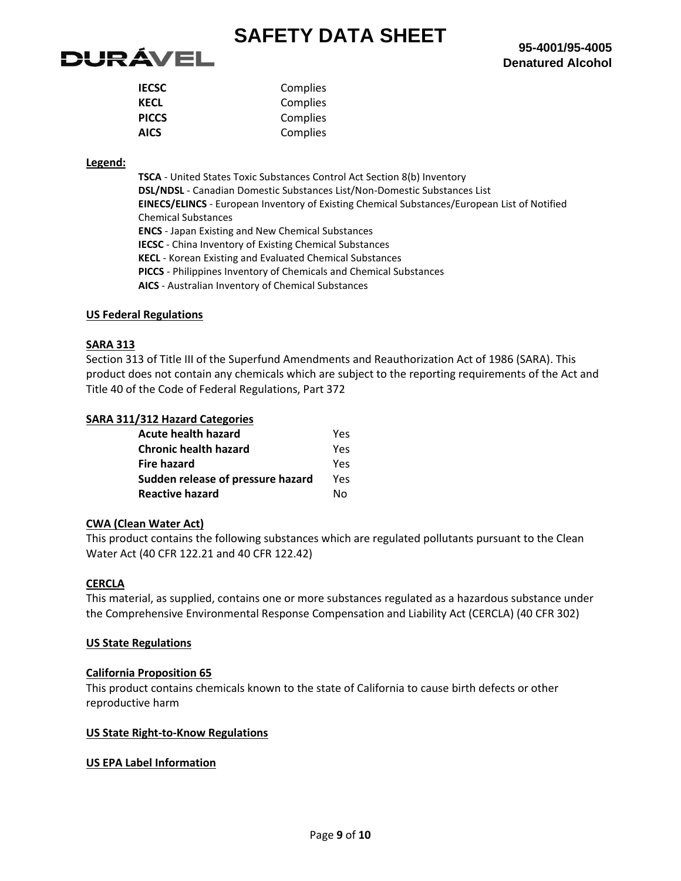| | |
|---|---|
| **IECSC** | Complies |
| **KECL** | Complies |
| **PICCS** | Complies |
| **AICS** | Complies |

**Legend:**

**TSCA** - United States Toxic Substances Control Act Section 8(b) Inventory
**DSL/NDSL** - Canadian Domestic Substances List/Non-Domestic Substances List
**EINECS/ELINCS** - European Inventory of Existing Chemical Substances/European List of Notified Chemical Substances
**ENCS** - Japan Existing and New Chemical Substances
**IECSC** - China Inventory of Existing Chemical Substances
**KECL** - Korean Existing and Evaluated Chemical Substances
**PICCS** - Philippines Inventory of Chemicals and Chemical Substances
**AICS** - Australian Inventory of Chemical Substances

**US Federal Regulations**

**SARA 313**

Section 313 of Title III of the Superfund Amendments and Reauthorization Act of 1986 (SARA). This product does not contain any chemicals which are subject to the reporting requirements of the Act and Title 40 of the Code of Federal Regulations, Part 372

**SARA 311/312 Hazard Categories**

| | |
|---|---|
| **Acute health hazard** | Yes |
| **Chronic health hazard** | Yes |
| **Fire hazard** | Yes |
| **Sudden release of pressure hazard** | Yes |
| **Reactive hazard** | No |

**CWA (Clean Water Act)**

This product contains the following substances which are regulated pollutants pursuant to the Clean Water Act (40 CFR 122.21 and 40 CFR 122.42)

**CERCLA**

This material, as supplied, contains one or more substances regulated as a hazardous substance under the Comprehensive Environmental Response Compensation and Liability Act (CERCLA) (40 CFR 302)

**US State Regulations**

**California Proposition 65**

This product contains chemicals known to the state of California to cause birth defects or other reproductive harm

**US State Right-to-Know Regulations**

**US EPA Label Information**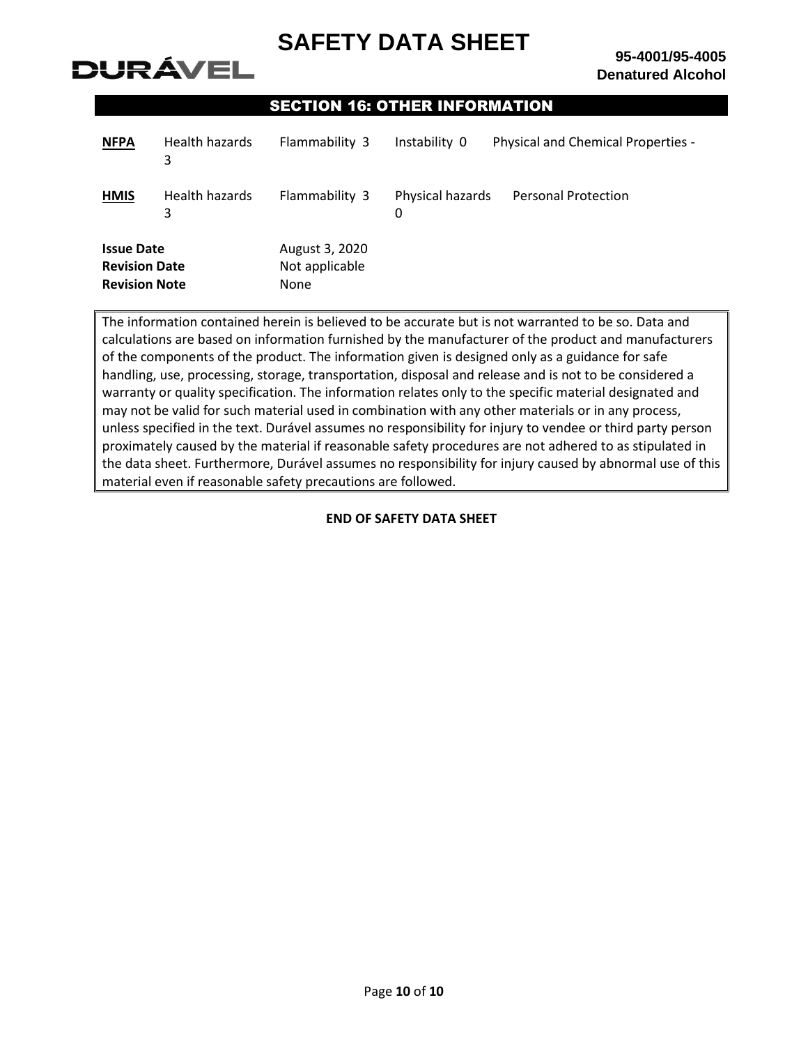## SECTION 16: OTHER INFORMATION

| | | | | |
|---|---|---|---|---|
| **NFPA** | Health hazards 3 | Flammability 3 | Instability 0 | Physical and Chemical Properties - |
| **HMIS** | Health hazards 3 | Flammability 3 | Physical hazards 0 | Personal Protection |

**Issue Date** August 3, 2020
**Revision Date** Not applicable
**Revision Note** None

The information contained herein is believed to be accurate but is not warranted to be so. Data and calculations are based on information furnished by the manufacturer of the product and manufacturers of the components of the product. The information given is designed only as a guidance for safe handling, use, processing, storage, transportation, disposal and release and is not to be considered a warranty or quality specification. The information relates only to the specific material designated and may not be valid for such material used in combination with any other materials or in any process, unless specified in the text. Durável assumes no responsibility for injury to vendee or third party person proximately caused by the material if reasonable safety procedures are not adhered to as stipulated in the data sheet. Furthermore, Durável assumes no responsibility for injury caused by abnormal use of this material even if reasonable safety precautions are followed.

**END OF SAFETY DATA SHEET**